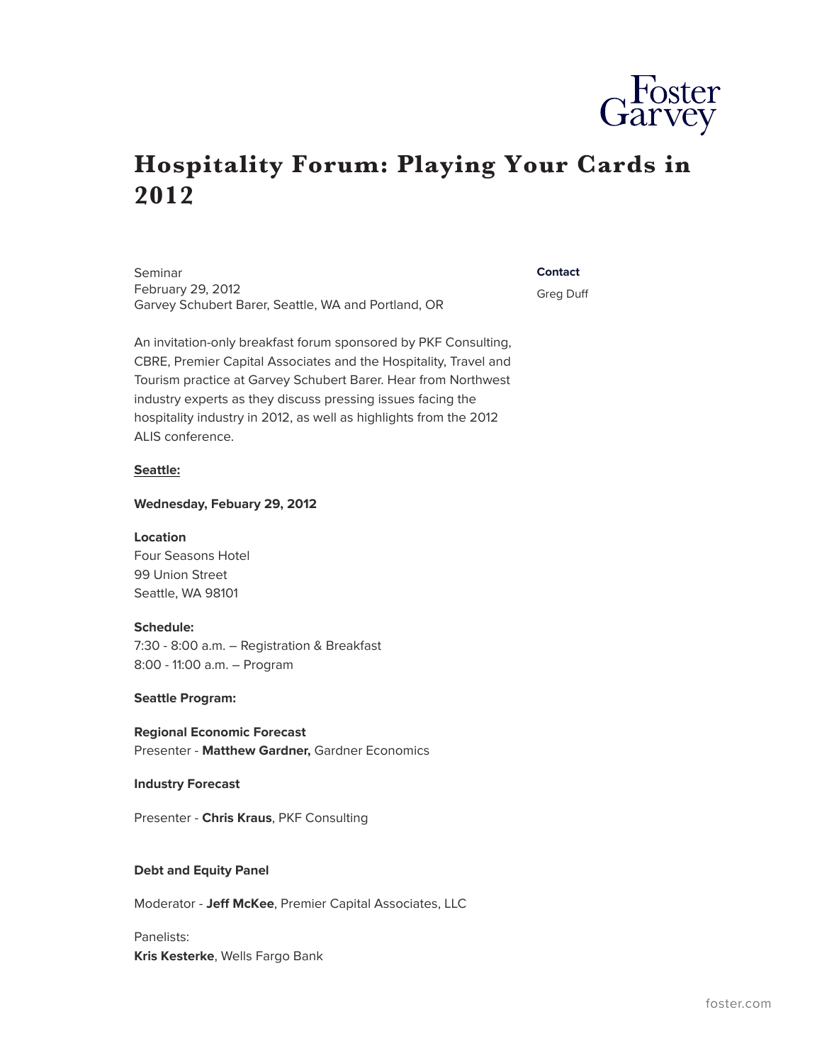# Hospitality Forum: Playing Your Cards in 2012

Seminar
February 29, 2012
Garvey Schubert Barer, Seattle, WA and Portland, OR

**Contact**

Greg Duff

An invitation-only breakfast forum sponsored by PKF Consulting, CBRE, Premier Capital Associates and the Hospitality, Travel and Tourism practice at Garvey Schubert Barer. Hear from Northwest industry experts as they discuss pressing issues facing the hospitality industry in 2012, as well as highlights from the 2012 ALIS conference.

**Seattle:**

**Wednesday, Febuary 29, 2012**

**Location**
Four Seasons Hotel
99 Union Street
Seattle, WA 98101

**Schedule:**
7:30 - 8:00 a.m. – Registration & Breakfast
8:00 - 11:00 a.m. – Program

**Seattle Program:**

**Regional Economic Forecast**
Presenter - **Matthew Gardner,** Gardner Economics

**Industry Forecast**

Presenter - **Chris Kraus**, PKF Consulting

**Debt and Equity Panel**

Moderator - **Jeff McKee**, Premier Capital Associates, LLC

Panelists:
**Kris Kesterke**, Wells Fargo Bank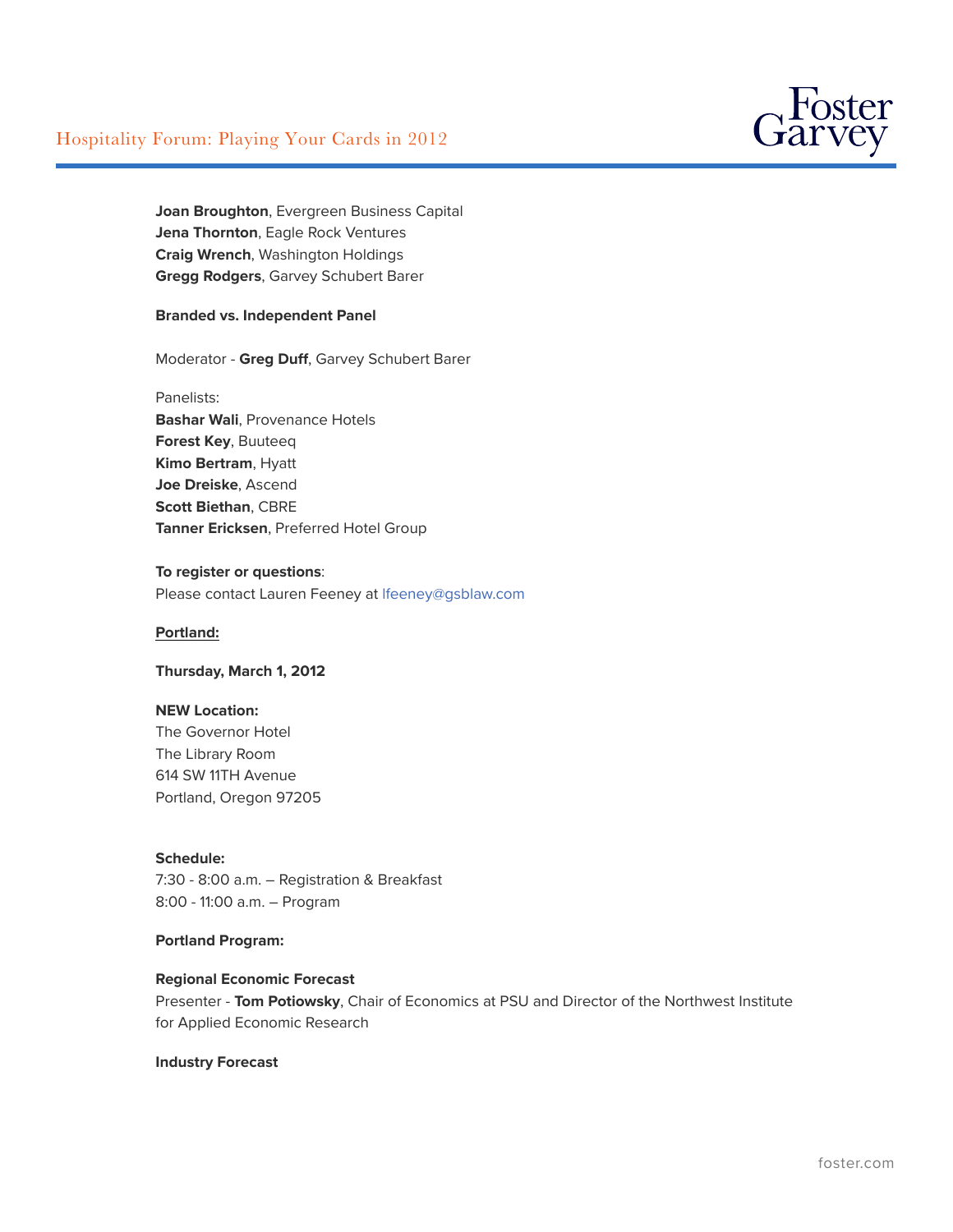**Joan Broughton**, Evergreen Business Capital
**Jena Thornton**, Eagle Rock Ventures
**Craig Wrench**, Washington Holdings
**Gregg Rodgers**, Garvey Schubert Barer

**Branded vs. Independent Panel**

Moderator - **Greg Duff**, Garvey Schubert Barer

Panelists:
**Bashar Wali**, Provenance Hotels
**Forest Key**, Buuteeq
**Kimo Bertram**, Hyatt
**Joe Dreiske**, Ascend
**Scott Biethan**, CBRE
**Tanner Ericksen**, Preferred Hotel Group

**To register or questions**:
Please contact Lauren Feeney at lfeeney@gsblaw.com

**Portland:**

**Thursday, March 1, 2012**

**NEW Location:**
The Governor Hotel
The Library Room
614 SW 11TH Avenue
Portland, Oregon 97205

**Schedule:**
7:30 - 8:00 a.m. – Registration & Breakfast
8:00 - 11:00 a.m. – Program

**Portland Program:**

**Regional Economic Forecast**
Presenter - **Tom Potiowsky**, Chair of Economics at PSU and Director of the Northwest Institute for Applied Economic Research

**Industry Forecast**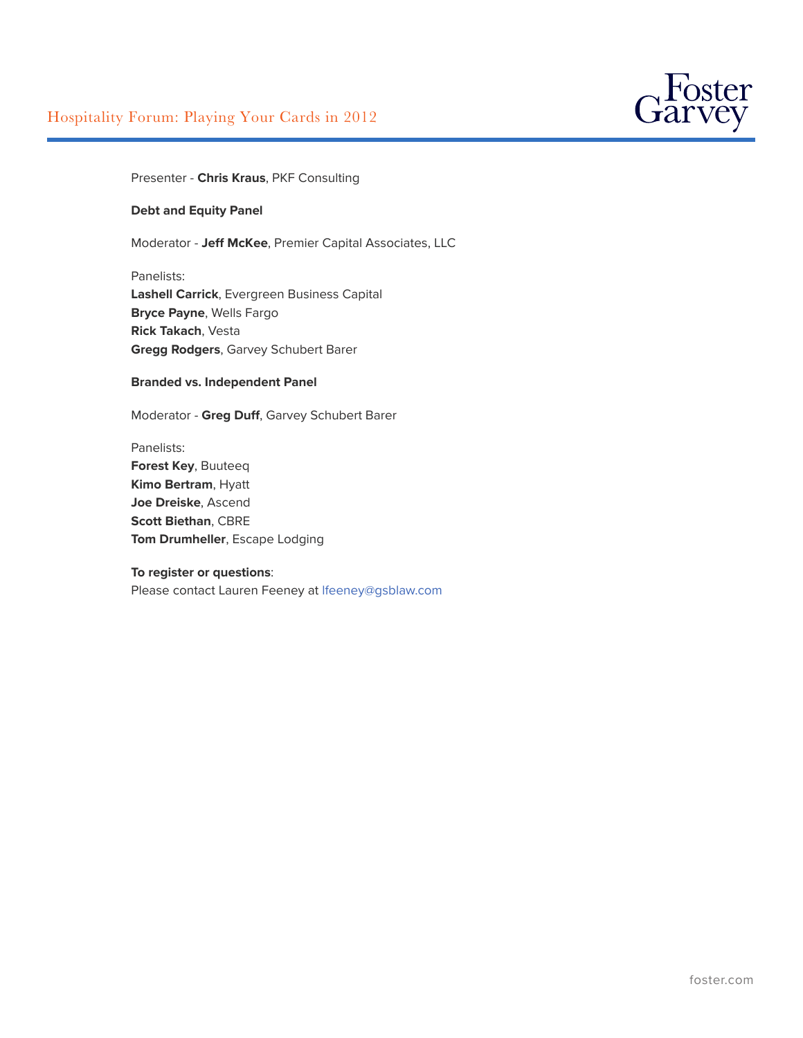Presenter - **Chris Kraus**, PKF Consulting

**Debt and Equity Panel**

Moderator - **Jeff McKee**, Premier Capital Associates, LLC

Panelists:
**Lashell Carrick**, Evergreen Business Capital
**Bryce Payne**, Wells Fargo
**Rick Takach**, Vesta
**Gregg Rodgers**, Garvey Schubert Barer

**Branded vs. Independent Panel**

Moderator - **Greg Duff**, Garvey Schubert Barer

Panelists:
**Forest Key**, Buuteeq
**Kimo Bertram**, Hyatt
**Joe Dreiske**, Ascend
**Scott Biethan**, CBRE
**Tom Drumheller**, Escape Lodging

**To register or questions**:
Please contact Lauren Feeney at lfeeney@gsblaw.com